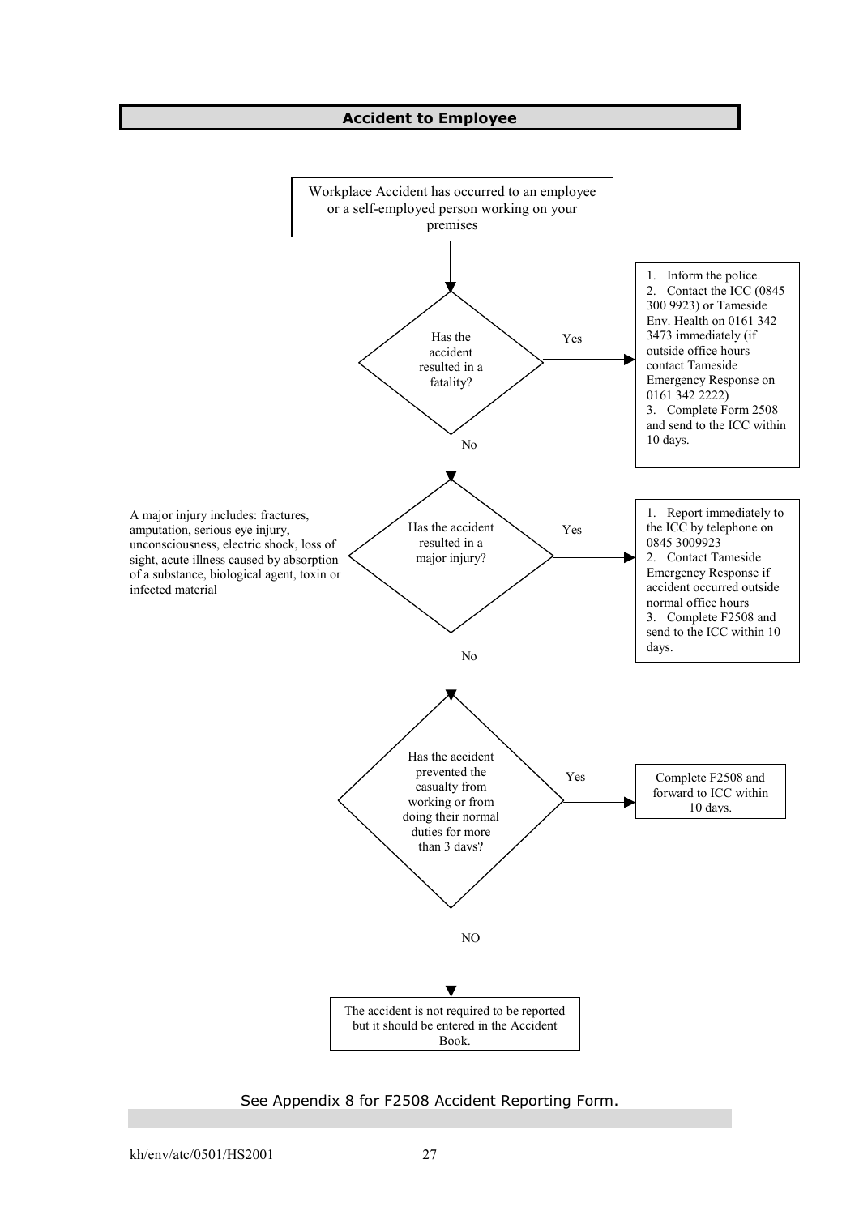## Accident to Employee

Workplace Accident has occurred to an employee or a self-employed person working on your premises

**Has the accident resulted in a fatality?**

- **Yes:**
  1. Inform the police.
  2. Contact the ICC (0845 300 9923) or Tameside Env. Health on 0161 342 3473 immediately (if outside office hours contact Tameside Emergency Response on 0161 342 2222)
  3. Complete Form 2508 and send to the ICC within 10 days.
- **No:** go to next question.

**Has the accident resulted in a major injury?**

A major injury includes: fractures, amputation, serious eye injury, unconsciousness, electric shock, loss of sight, acute illness caused by absorption of a substance, biological agent, toxin or infected material

- **Yes:**
  1. Report immediately to the ICC by telephone on 0845 3009923
  2. Contact Tameside Emergency Response if accident occurred outside normal office hours
  3. Complete F2508 and send to the ICC within 10 days.
- **No:** go to next question.

**Has the accident prevented the casualty from working or from doing their normal duties for more than 3 days?**

- **Yes:** Complete F2508 and forward to ICC within 10 days.
- **NO:** The accident is not required to be reported but it should be entered in the Accident Book.

See Appendix 8 for F2508 Accident Reporting Form.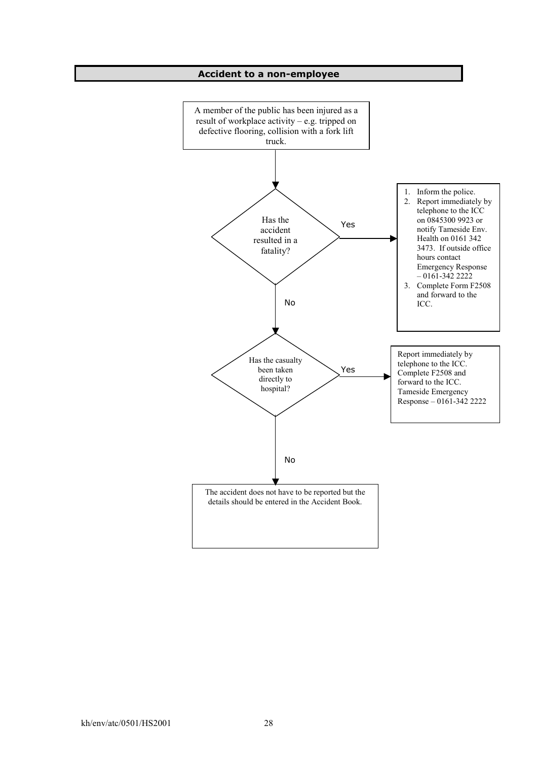## Accident to a non-employee

A member of the public has been injured as a result of workplace activity – e.g. tripped on defective flooring, collision with a fork lift truck.

Has the accident resulted in a fatality?

Yes

1. Inform the police.
2. Report immediately by telephone to the ICC on 0845300 9923 or notify Tameside Env. Health on 0161 342 3473. If outside office hours contact Emergency Response – 0161-342 2222
3. Complete Form F2508 and forward to the ICC.

No

Has the casualty been taken directly to hospital?

Yes

Report immediately by telephone to the ICC. Complete F2508 and forward to the ICC. Tameside Emergency Response – 0161-342 2222

No

The accident does not have to be reported but the details should be entered in the Accident Book.

kh/env/atc/0501/HS2001